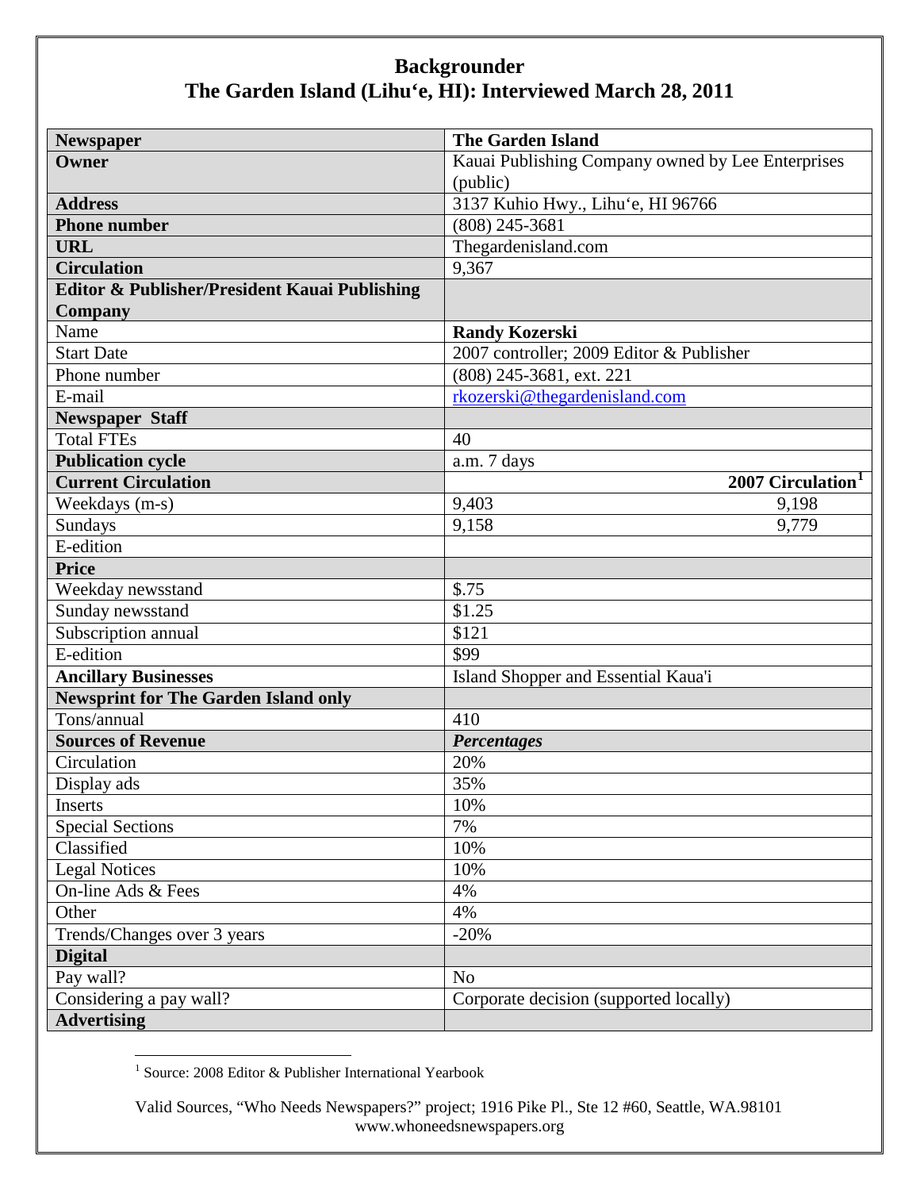# Backgrounder
## The Garden Island (Lihu'e, HI): Interviewed March 28, 2011

| Newspaper | The Garden Island | |
|---|---|---|
| **Owner** | Kauai Publishing Company owned by Lee Enterprises (public) | |
| **Address** | 3137 Kuhio Hwy., Lihu'e, HI 96766 | |
| **Phone number** | (808) 245-3681 | |
| **URL** | Thegardenisland.com | |
| **Circulation** | 9,367 | |
| **Editor & Publisher/President Kauai Publishing Company** | | |
| Name | **Randy Kozerski** | |
| Start Date | 2007 controller; 2009 Editor & Publisher | |
| Phone number | (808) 245-3681, ext. 221 | |
| E-mail | rkozerski@thegardenisland.com | |
| **Newspaper Staff** | | |
| Total FTEs | 40 | |
| **Publication cycle** | a.m. 7 days | |
| **Current Circulation** | | **2007 Circulation[1]** |
| Weekdays (m-s) | 9,403 | 9,198 |
| Sundays | 9,158 | 9,779 |
| E-edition | | |
| **Price** | | |
| Weekday newsstand | $.75 | |
| Sunday newsstand | $1.25 | |
| Subscription annual | $121 | |
| E-edition | $99 | |
| **Ancillary Businesses** | Island Shopper and Essential Kaua'i | |
| **Newsprint for The Garden Island only** | | |
| Tons/annual | 410 | |
| **Sources of Revenue** | ***Percentages*** | |
| Circulation | 20% | |
| Display ads | 35% | |
| Inserts | 10% | |
| Special Sections | 7% | |
| Classified | 10% | |
| Legal Notices | 10% | |
| On-line Ads & Fees | 4% | |
| Other | 4% | |
| Trends/Changes over 3 years | -20% | |
| **Digital** | | |
| Pay wall? | No | |
| Considering a pay wall? | Corporate decision (supported locally) | |
| **Advertising** | | |

[1] Source: 2008 Editor & Publisher International Yearbook

Valid Sources, "Who Needs Newspapers?" project; 1916 Pike Pl., Ste 12 #60, Seattle, WA.98101
www.whoneedsnewspapers.org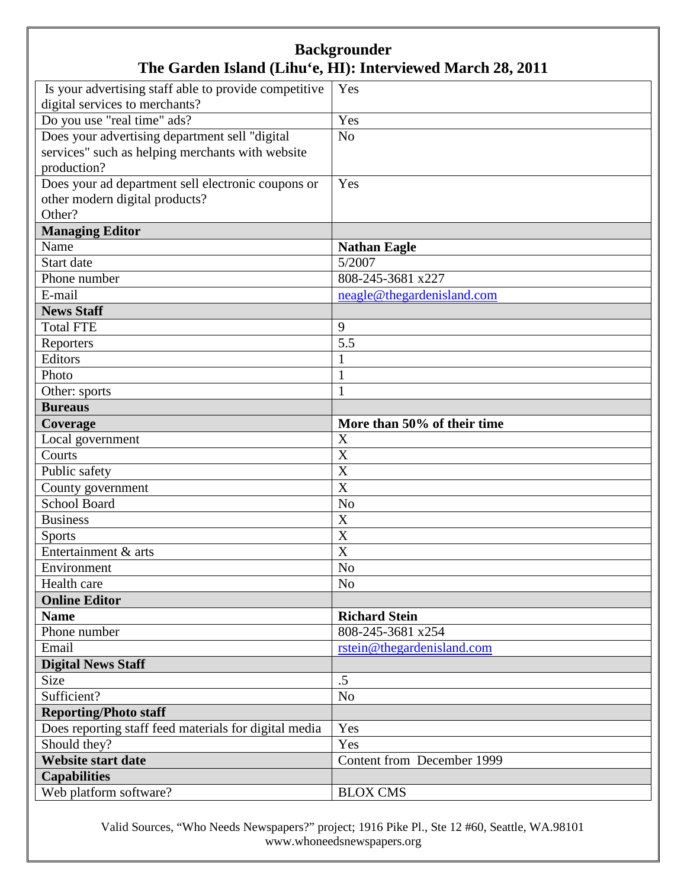# Backgrounder

## The Garden Island (Lihu'e, HI): Interviewed March 28, 2011

| | |
|---|---|
| Is your advertising staff able to provide competitive digital services to merchants? | Yes |
| Do you use "real time" ads? | Yes |
| Does your advertising department sell "digital services" such as helping merchants with website production? | No |
| Does your ad department sell electronic coupons or other modern digital products? Other? | Yes |
| **Managing Editor** | |
| Name | **Nathan Eagle** |
| Start date | 5/2007 |
| Phone number | 808-245-3681 x227 |
| E-mail | neagle@thegardenisland.com |
| **News Staff** | |
| Total FTE | 9 |
| Reporters | 5.5 |
| Editors | 1 |
| Photo | 1 |
| Other: sports | 1 |
| **Bureaus** | |
| **Coverage** | **More than 50% of their time** |
| Local government | X |
| Courts | X |
| Public safety | X |
| County government | X |
| School Board | No |
| Business | X |
| Sports | X |
| Entertainment & arts | X |
| Environment | No |
| Health care | No |
| **Online Editor** | |
| **Name** | **Richard Stein** |
| Phone number | 808-245-3681 x254 |
| Email | rstein@thegardenisland.com |
| **Digital News Staff** | |
| Size | .5 |
| Sufficient? | No |
| **Reporting/Photo staff** | |
| Does reporting staff feed materials for digital media | Yes |
| Should they? | Yes |
| **Website start date** | Content from December 1999 |
| **Capabilities** | |
| Web platform software? | BLOX CMS |

Valid Sources, "Who Needs Newspapers?" project; 1916 Pike Pl., Ste 12 #60, Seattle, WA.98101
www.whoneedsnewspapers.org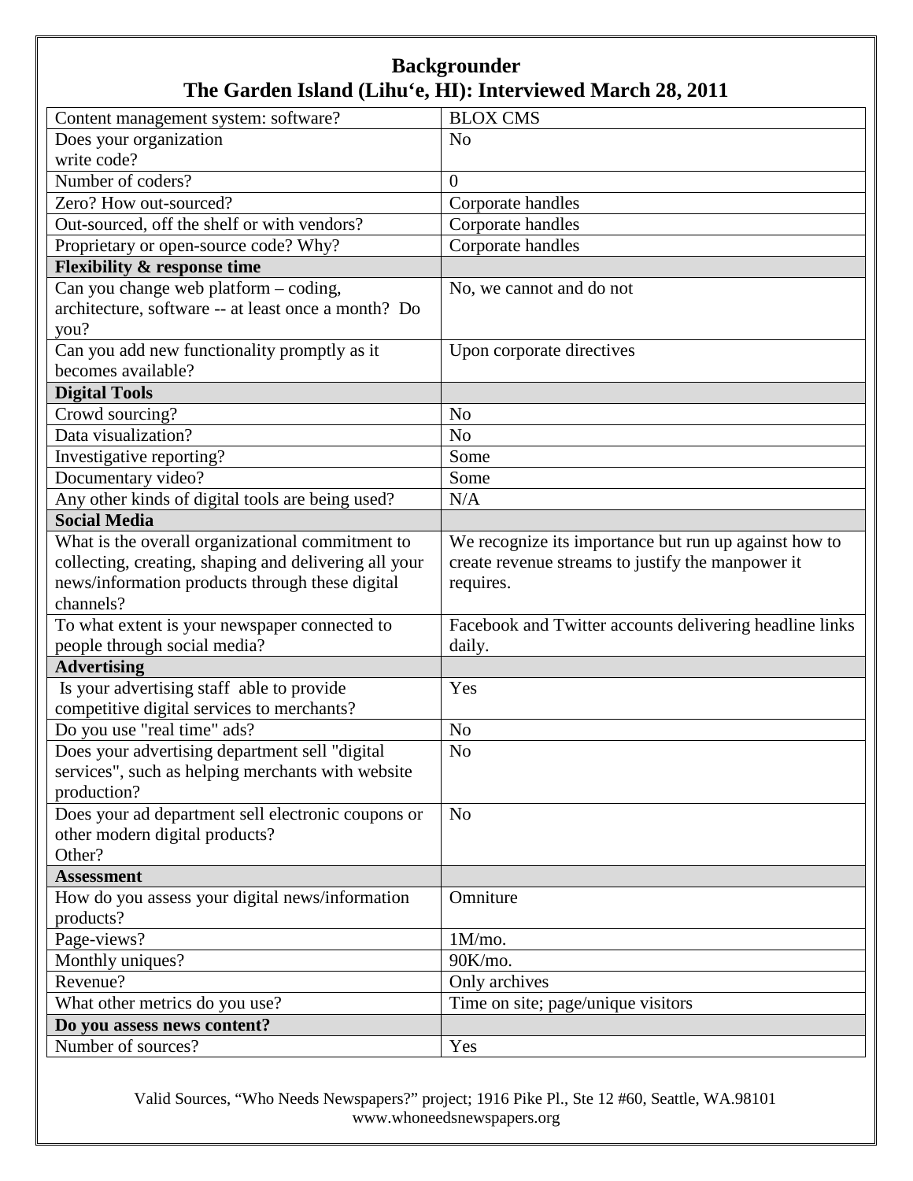# Backgrounder

## The Garden Island (Lihu‘e, HI): Interviewed March 28, 2011

| | |
|---|---|
| Content management system: software? | BLOX CMS |
| Does your organization write code? | No |
| Number of coders? | 0 |
| Zero? How out-sourced? | Corporate handles |
| Out-sourced, off the shelf or with vendors? | Corporate handles |
| Proprietary or open-source code? Why? | Corporate handles |
| **Flexibility & response time** | |
| Can you change web platform – coding, architecture, software -- at least once a month? Do you? | No, we cannot and do not |
| Can you add new functionality promptly as it becomes available? | Upon corporate directives |
| **Digital Tools** | |
| Crowd sourcing? | No |
| Data visualization? | No |
| Investigative reporting? | Some |
| Documentary video? | Some |
| Any other kinds of digital tools are being used? | N/A |
| **Social Media** | |
| What is the overall organizational commitment to collecting, creating, shaping and delivering all your news/information products through these digital channels? | We recognize its importance but run up against how to create revenue streams to justify the manpower it requires. |
| To what extent is your newspaper connected to people through social media? | Facebook and Twitter accounts delivering headline links daily. |
| **Advertising** | |
| Is your advertising staff able to provide competitive digital services to merchants? | Yes |
| Do you use "real time" ads? | No |
| Does your advertising department sell "digital services", such as helping merchants with website production? | No |
| Does your ad department sell electronic coupons or other modern digital products? Other? | No |
| **Assessment** | |
| How do you assess your digital news/information products? | Omniture |
| Page-views? | 1M/mo. |
| Monthly uniques? | 90K/mo. |
| Revenue? | Only archives |
| What other metrics do you use? | Time on site; page/unique visitors |
| **Do you assess news content?** | |
| Number of sources? | Yes |

Valid Sources, “Who Needs Newspapers?” project; 1916 Pike Pl., Ste 12 #60, Seattle, WA.98101
www.whoneedsnewspapers.org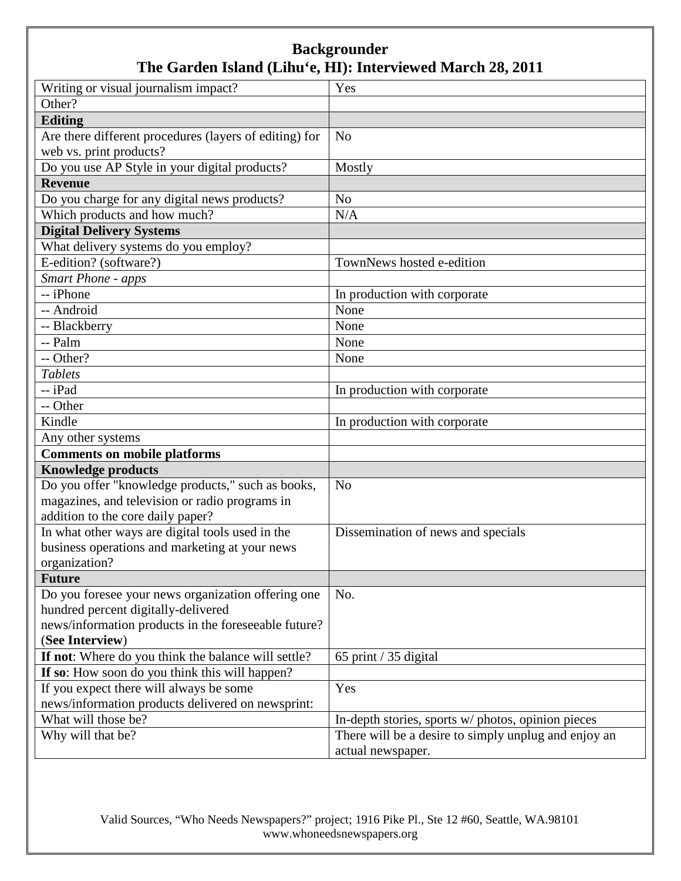## Backgrounder
## The Garden Island (Lihu'e, HI): Interviewed March 28, 2011

| | |
|---|---|
| Writing or visual journalism impact? | Yes |
| Other? | |
| **Editing** | |
| Are there different procedures (layers of editing) for web vs. print products? | No |
| Do you use AP Style in your digital products? | Mostly |
| **Revenue** | |
| Do you charge for any digital news products? | No |
| Which products and how much? | N/A |
| **Digital Delivery Systems** | |
| What delivery systems do you employ? | |
| E-edition? (software?) | TownNews hosted e-edition |
| *Smart Phone - apps* | |
| -- iPhone | In production with corporate |
| -- Android | None |
| -- Blackberry | None |
| -- Palm | None |
| -- Other? | None |
| *Tablets* | |
| -- iPad | In production with corporate |
| -- Other | |
| Kindle | In production with corporate |
| Any other systems | |
| **Comments on mobile platforms** | |
| **Knowledge products** | |
| Do you offer "knowledge products," such as books, magazines, and television or radio programs in addition to the core daily paper? | No |
| In what other ways are digital tools used in the business operations and marketing at your news organization? | Dissemination of news and specials |
| **Future** | |
| Do you foresee your news organization offering one hundred percent digitally-delivered news/information products in the foreseeable future? (**See Interview**) | No. |
| **If not**: Where do you think the balance will settle? | 65 print / 35 digital |
| **If so**: How soon do you think this will happen? | |
| If you expect there will always be some news/information products delivered on newsprint: | Yes |
| What will those be? | In-depth stories, sports w/ photos, opinion pieces |
| Why will that be? | There will be a desire to simply unplug and enjoy an actual newspaper. |

Valid Sources, "Who Needs Newspapers?" project; 1916 Pike Pl., Ste 12 #60, Seattle, WA.98101
www.whoneedsnewspapers.org